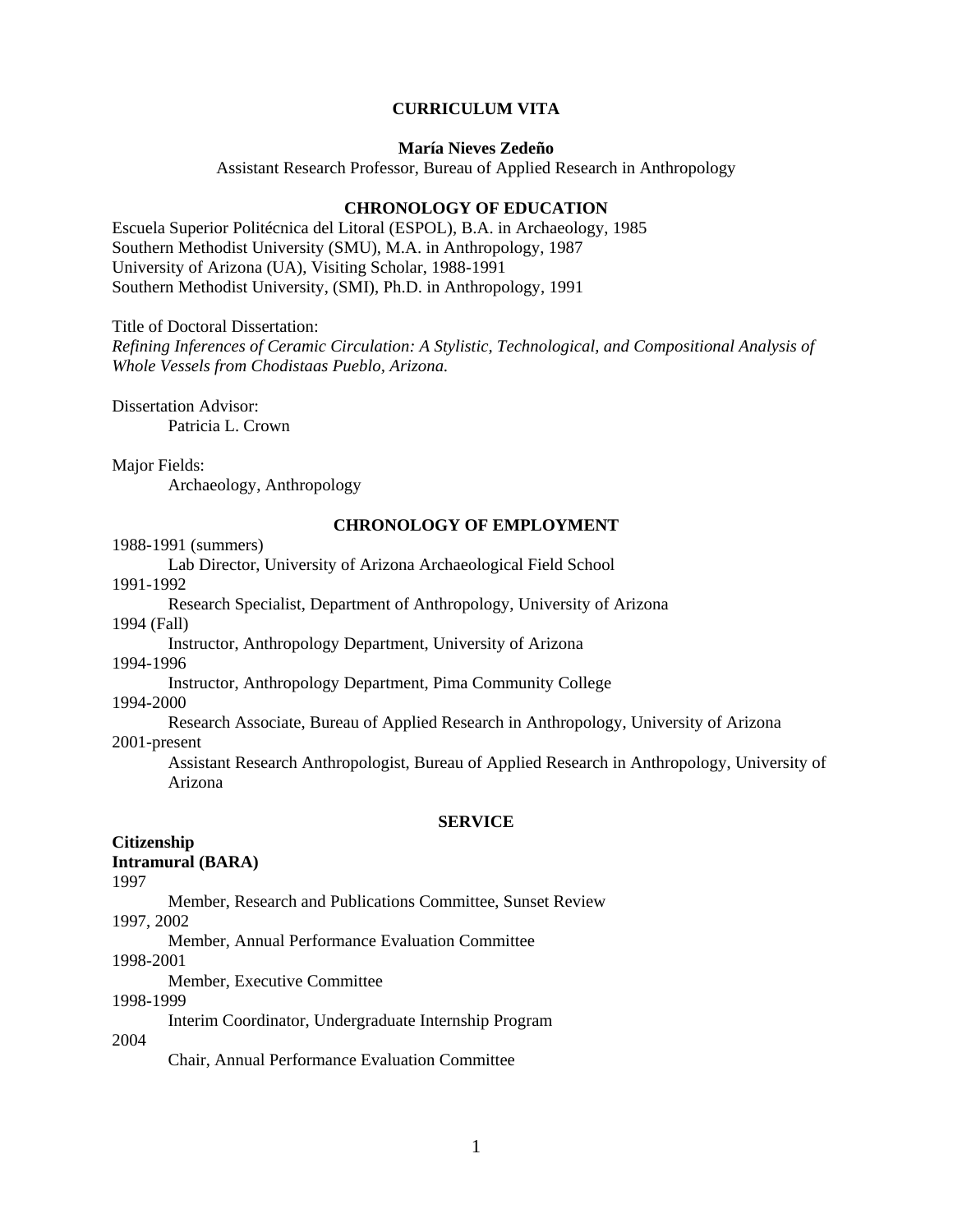# CURRICULUM VITA

**María Nieves Zedeño**

Assistant Research Professor, Bureau of Applied Research in Anthropology

## CHRONOLOGY OF EDUCATION

Escuela Superior Politécnica del Litoral (ESPOL), B.A. in Archaeology, 1985
Southern Methodist University (SMU), M.A. in Anthropology, 1987
University of Arizona (UA), Visiting Scholar, 1988-1991
Southern Methodist University, (SMI), Ph.D. in Anthropology, 1991

Title of Doctoral Dissertation:
*Refining Inferences of Ceramic Circulation: A Stylistic, Technological, and Compositional Analysis of Whole Vessels from Chodistaas Pueblo, Arizona.*

Dissertation Advisor:
Patricia L. Crown

Major Fields:
Archaeology, Anthropology

## CHRONOLOGY OF EMPLOYMENT

1988-1991 (summers)
Lab Director, University of Arizona Archaeological Field School

1991-1992
Research Specialist, Department of Anthropology, University of Arizona

1994 (Fall)
Instructor, Anthropology Department, University of Arizona

1994-1996
Instructor, Anthropology Department, Pima Community College

1994-2000
Research Associate, Bureau of Applied Research in Anthropology, University of Arizona

2001-present
Assistant Research Anthropologist, Bureau of Applied Research in Anthropology, University of Arizona

## SERVICE

**Citizenship**

**Intramural (BARA)**

1997
Member, Research and Publications Committee, Sunset Review

1997, 2002
Member, Annual Performance Evaluation Committee

1998-2001
Member, Executive Committee

1998-1999
Interim Coordinator, Undergraduate Internship Program

2004
Chair, Annual Performance Evaluation Committee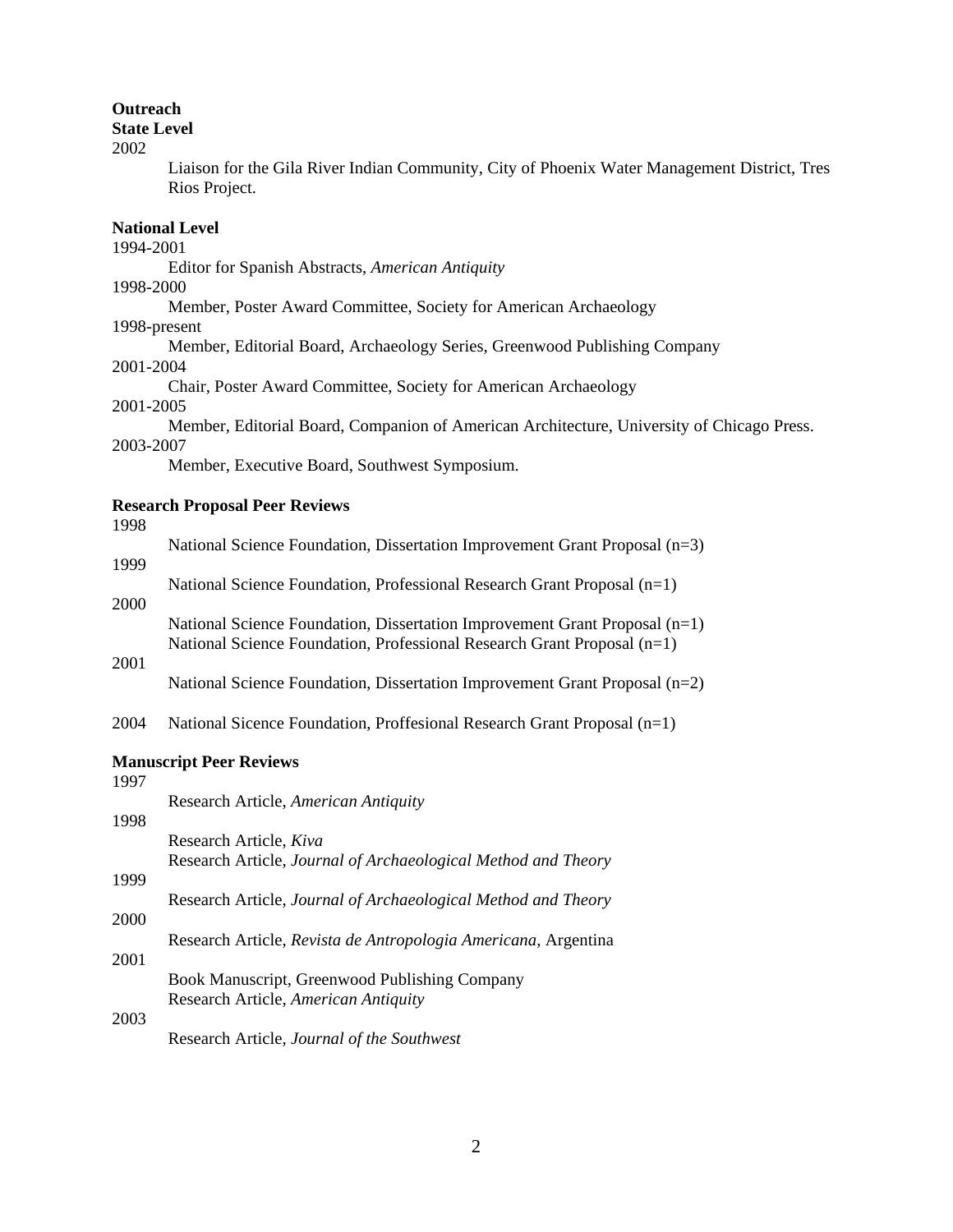**Outreach**

**State Level**

2002

Liaison for the Gila River Indian Community, City of Phoenix Water Management District, Tres Rios Project.

**National Level**

1994-2001

Editor for Spanish Abstracts, *American Antiquity*

1998-2000

Member, Poster Award Committee, Society for American Archaeology

1998-present

Member, Editorial Board, Archaeology Series, Greenwood Publishing Company

2001-2004

Chair, Poster Award Committee, Society for American Archaeology

2001-2005

Member, Editorial Board, Companion of American Architecture, University of Chicago Press.

2003-2007

Member, Executive Board, Southwest Symposium.

**Research Proposal Peer Reviews**

1998

National Science Foundation, Dissertation Improvement Grant Proposal (n=3)

1999

National Science Foundation, Professional Research Grant Proposal (n=1)

2000

National Science Foundation, Dissertation Improvement Grant Proposal (n=1)
National Science Foundation, Professional Research Grant Proposal (n=1)

2001

National Science Foundation, Dissertation Improvement Grant Proposal (n=2)

2004 National Sicence Foundation, Proffesional Research Grant Proposal (n=1)

**Manuscript Peer Reviews**

1997

Research Article, *American Antiquity*

1998

Research Article, *Kiva*
Research Article, *Journal of Archaeological Method and Theory*

1999

Research Article, *Journal of Archaeological Method and Theory*

2000

Research Article, *Revista de Antropologia Americana*, Argentina

2001

Book Manuscript, Greenwood Publishing Company
Research Article, *American Antiquity*

2003

Research Article, *Journal of the Southwest*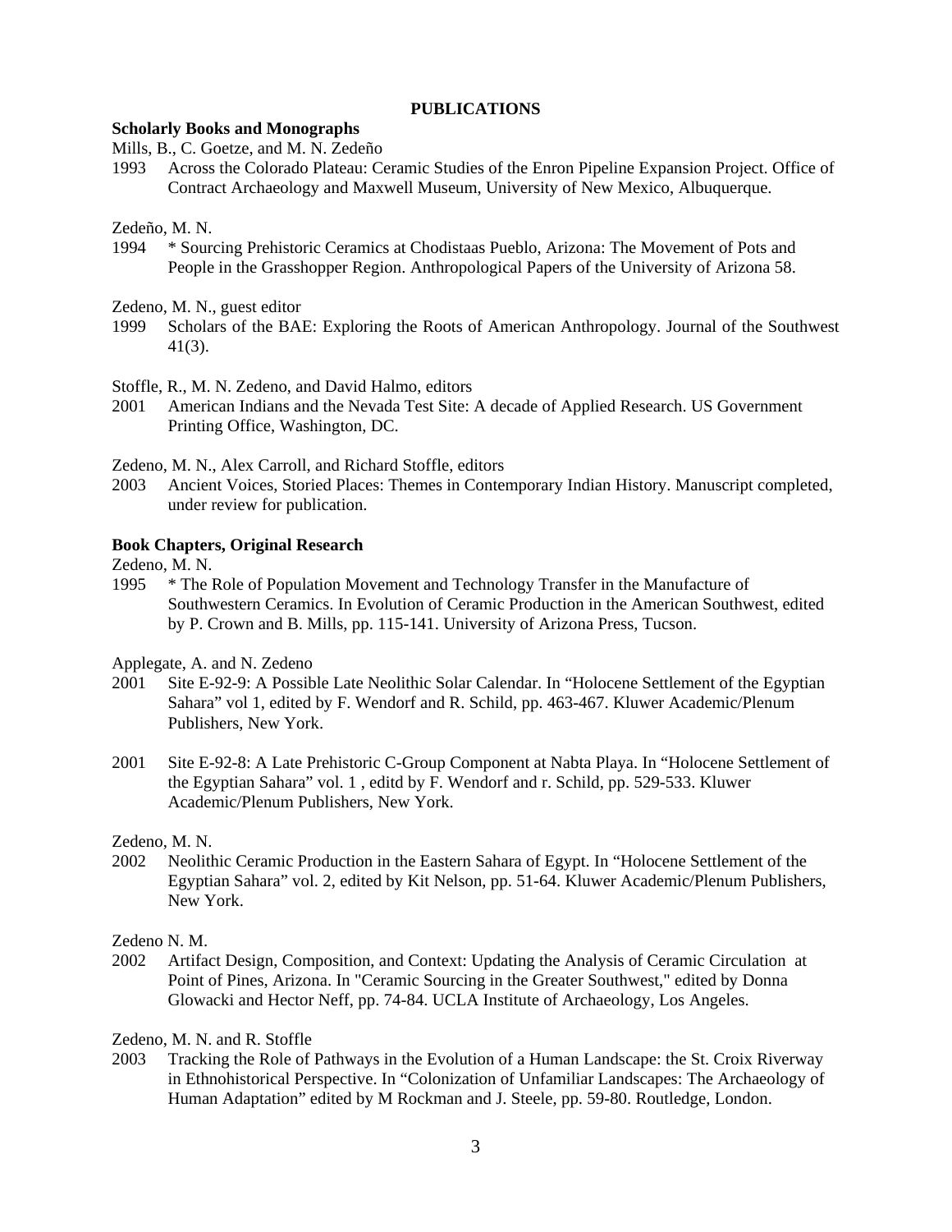## PUBLICATIONS

### Scholarly Books and Monographs

Mills, B., C. Goetze, and M. N. Zedeño

1993 Across the Colorado Plateau: Ceramic Studies of the Enron Pipeline Expansion Project. Office of Contract Archaeology and Maxwell Museum, University of New Mexico, Albuquerque.

Zedeño, M. N.

1994 * Sourcing Prehistoric Ceramics at Chodistaas Pueblo, Arizona: The Movement of Pots and People in the Grasshopper Region. Anthropological Papers of the University of Arizona 58.

Zedeno, M. N., guest editor

1999 Scholars of the BAE: Exploring the Roots of American Anthropology. Journal of the Southwest 41(3).

Stoffle, R., M. N. Zedeno, and David Halmo, editors

2001 American Indians and the Nevada Test Site: A decade of Applied Research. US Government Printing Office, Washington, DC.

Zedeno, M. N., Alex Carroll, and Richard Stoffle, editors

2003 Ancient Voices, Storied Places: Themes in Contemporary Indian History. Manuscript completed, under review for publication.

### Book Chapters, Original Research

Zedeno, M. N.

1995 * The Role of Population Movement and Technology Transfer in the Manufacture of Southwestern Ceramics. In Evolution of Ceramic Production in the American Southwest, edited by P. Crown and B. Mills, pp. 115-141. University of Arizona Press, Tucson.

Applegate, A. and N. Zedeno

2001 Site E-92-9: A Possible Late Neolithic Solar Calendar. In "Holocene Settlement of the Egyptian Sahara" vol 1, edited by F. Wendorf and R. Schild, pp. 463-467. Kluwer Academic/Plenum Publishers, New York.

2001 Site E-92-8: A Late Prehistoric C-Group Component at Nabta Playa. In "Holocene Settlement of the Egyptian Sahara" vol. 1 , editd by F. Wendorf and r. Schild, pp. 529-533. Kluwer Academic/Plenum Publishers, New York.

Zedeno, M. N.

2002 Neolithic Ceramic Production in the Eastern Sahara of Egypt. In "Holocene Settlement of the Egyptian Sahara" vol. 2, edited by Kit Nelson, pp. 51-64. Kluwer Academic/Plenum Publishers, New York.

Zedeno N. M.

2002 Artifact Design, Composition, and Context: Updating the Analysis of Ceramic Circulation at Point of Pines, Arizona. In "Ceramic Sourcing in the Greater Southwest," edited by Donna Glowacki and Hector Neff, pp. 74-84. UCLA Institute of Archaeology, Los Angeles.

Zedeno, M. N. and R. Stoffle

2003 Tracking the Role of Pathways in the Evolution of a Human Landscape: the St. Croix Riverway in Ethnohistorical Perspective. In "Colonization of Unfamiliar Landscapes: The Archaeology of Human Adaptation" edited by M Rockman and J. Steele, pp. 59-80. Routledge, London.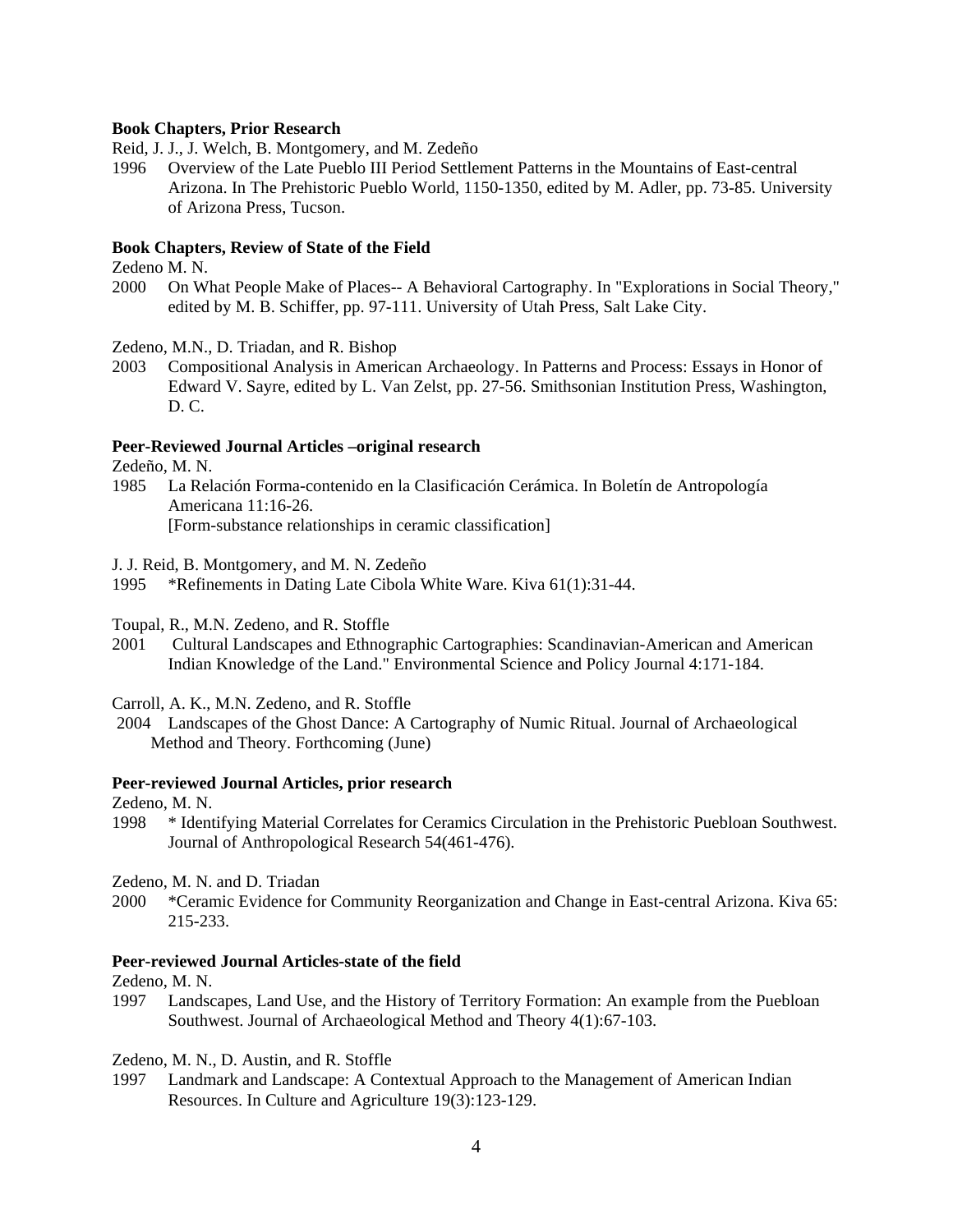**Book Chapters, Prior Research**

Reid, J. J., J. Welch, B. Montgomery, and M. Zedeño

1996 Overview of the Late Pueblo III Period Settlement Patterns in the Mountains of East-central Arizona. In The Prehistoric Pueblo World, 1150-1350, edited by M. Adler, pp. 73-85. University of Arizona Press, Tucson.

**Book Chapters, Review of State of the Field**

Zedeno M. N.

2000 On What People Make of Places-- A Behavioral Cartography. In "Explorations in Social Theory," edited by M. B. Schiffer, pp. 97-111. University of Utah Press, Salt Lake City.

Zedeno, M.N., D. Triadan, and R. Bishop

2003 Compositional Analysis in American Archaeology. In Patterns and Process: Essays in Honor of Edward V. Sayre, edited by L. Van Zelst, pp. 27-56. Smithsonian Institution Press, Washington, D. C.

**Peer-Reviewed Journal Articles –original research**

Zedeño, M. N.

1985 La Relación Forma-contenido en la Clasificación Cerámica. In Boletín de Antropología Americana 11:16-26.
[Form-substance relationships in ceramic classification]

J. J. Reid, B. Montgomery, and M. N. Zedeño

1995 *Refinements in Dating Late Cibola White Ware. Kiva 61(1):31-44.

Toupal, R., M.N. Zedeno, and R. Stoffle

2001 Cultural Landscapes and Ethnographic Cartographies: Scandinavian-American and American Indian Knowledge of the Land." Environmental Science and Policy Journal 4:171-184.

Carroll, A. K., M.N. Zedeno, and R. Stoffle

2004 Landscapes of the Ghost Dance: A Cartography of Numic Ritual. Journal of Archaeological Method and Theory. Forthcoming (June)

**Peer-reviewed Journal Articles, prior research**

Zedeno, M. N.

1998 * Identifying Material Correlates for Ceramics Circulation in the Prehistoric Puebloan Southwest. Journal of Anthropological Research 54(461-476).

Zedeno, M. N. and D. Triadan

2000 *Ceramic Evidence for Community Reorganization and Change in East-central Arizona. Kiva 65: 215-233.

**Peer-reviewed Journal Articles-state of the field**

Zedeno, M. N.

1997 Landscapes, Land Use, and the History of Territory Formation: An example from the Puebloan Southwest. Journal of Archaeological Method and Theory 4(1):67-103.

Zedeno, M. N., D. Austin, and R. Stoffle

1997 Landmark and Landscape: A Contextual Approach to the Management of American Indian Resources. In Culture and Agriculture 19(3):123-129.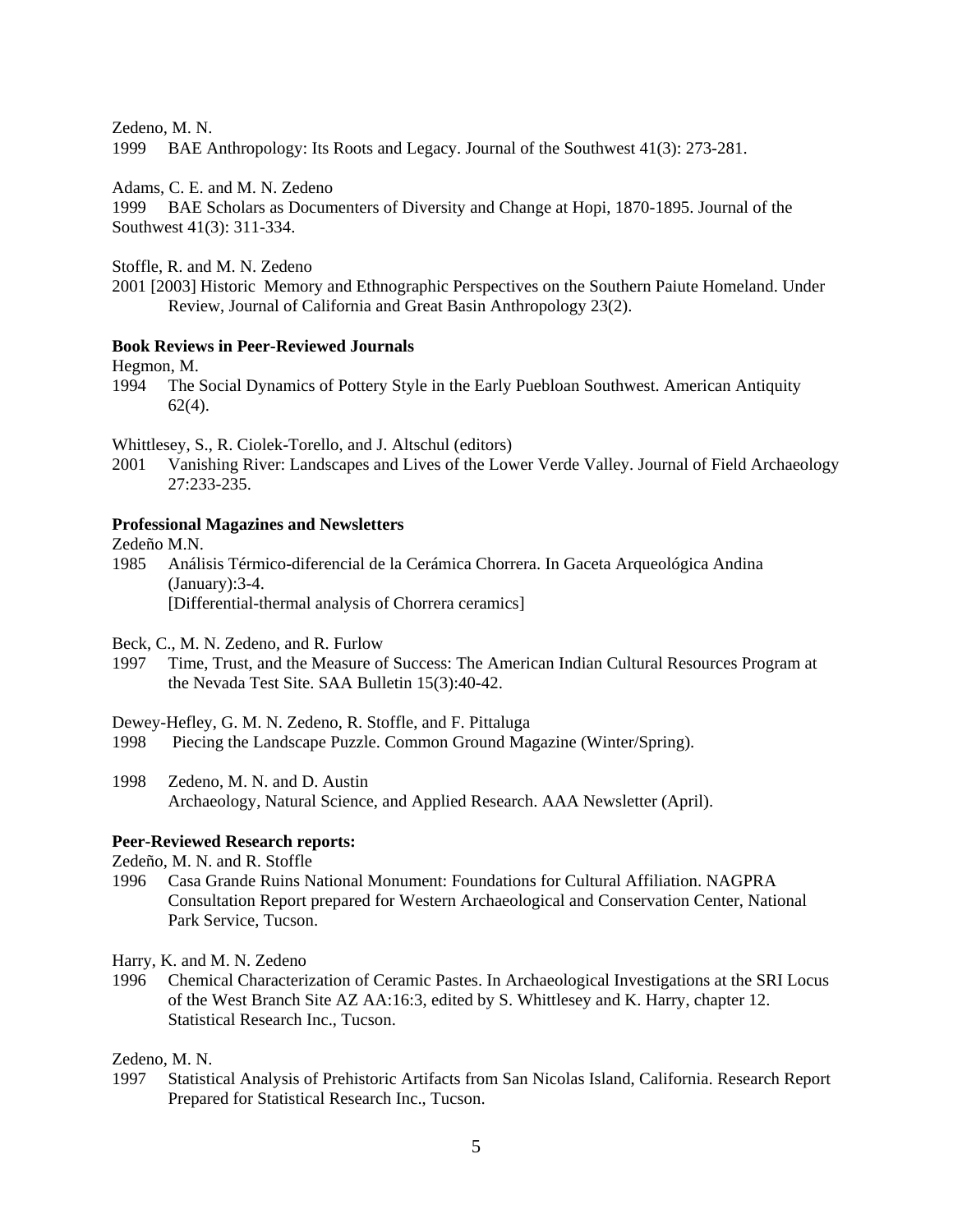Zedeno, M. N.

1999 BAE Anthropology: Its Roots and Legacy. Journal of the Southwest 41(3): 273-281.

Adams, C. E. and M. N. Zedeno

1999 BAE Scholars as Documenters of Diversity and Change at Hopi, 1870-1895. Journal of the Southwest 41(3): 311-334.

Stoffle, R. and M. N. Zedeno

2001 [2003] Historic Memory and Ethnographic Perspectives on the Southern Paiute Homeland. Under Review, Journal of California and Great Basin Anthropology 23(2).

**Book Reviews in Peer-Reviewed Journals**

Hegmon, M.

1994 The Social Dynamics of Pottery Style in the Early Puebloan Southwest. American Antiquity 62(4).

Whittlesey, S., R. Ciolek-Torello, and J. Altschul (editors)

2001 Vanishing River: Landscapes and Lives of the Lower Verde Valley. Journal of Field Archaeology 27:233-235.

**Professional Magazines and Newsletters**

Zedeño M.N.

1985 Análisis Térmico-diferencial de la Cerámica Chorrera. In Gaceta Arqueológica Andina (January):3-4.
[Differential-thermal analysis of Chorrera ceramics]

Beck, C., M. N. Zedeno, and R. Furlow

1997 Time, Trust, and the Measure of Success: The American Indian Cultural Resources Program at the Nevada Test Site. SAA Bulletin 15(3):40-42.

Dewey-Hefley, G. M. N. Zedeno, R. Stoffle, and F. Pittaluga

1998 Piecing the Landscape Puzzle. Common Ground Magazine (Winter/Spring).

1998 Zedeno, M. N. and D. Austin
Archaeology, Natural Science, and Applied Research. AAA Newsletter (April).

**Peer-Reviewed Research reports:**

Zedeño, M. N. and R. Stoffle

1996 Casa Grande Ruins National Monument: Foundations for Cultural Affiliation. NAGPRA Consultation Report prepared for Western Archaeological and Conservation Center, National Park Service, Tucson.

Harry, K. and M. N. Zedeno

1996 Chemical Characterization of Ceramic Pastes. In Archaeological Investigations at the SRI Locus of the West Branch Site AZ AA:16:3, edited by S. Whittlesey and K. Harry, chapter 12. Statistical Research Inc., Tucson.

Zedeno, M. N.

1997 Statistical Analysis of Prehistoric Artifacts from San Nicolas Island, California. Research Report Prepared for Statistical Research Inc., Tucson.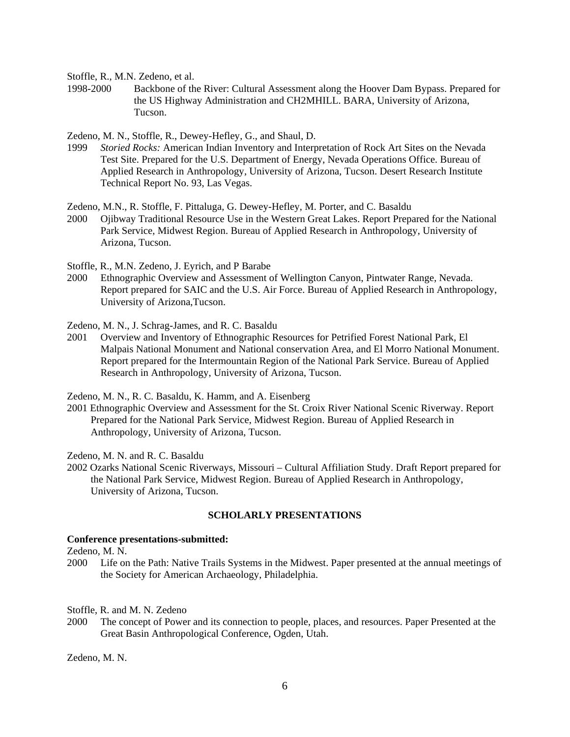Stoffle, R., M.N. Zedeno, et al.

1998-2000 Backbone of the River: Cultural Assessment along the Hoover Dam Bypass. Prepared for the US Highway Administration and CH2MHILL. BARA, University of Arizona, Tucson.

Zedeno, M. N., Stoffle, R., Dewey-Hefley, G., and Shaul, D.

1999 *Storied Rocks:* American Indian Inventory and Interpretation of Rock Art Sites on the Nevada Test Site. Prepared for the U.S. Department of Energy, Nevada Operations Office. Bureau of Applied Research in Anthropology, University of Arizona, Tucson. Desert Research Institute Technical Report No. 93, Las Vegas.

Zedeno, M.N., R. Stoffle, F. Pittaluga, G. Dewey-Hefley, M. Porter, and C. Basaldu

2000 Ojibway Traditional Resource Use in the Western Great Lakes. Report Prepared for the National Park Service, Midwest Region. Bureau of Applied Research in Anthropology, University of Arizona, Tucson.

Stoffle, R., M.N. Zedeno, J. Eyrich, and P Barabe

2000 Ethnographic Overview and Assessment of Wellington Canyon, Pintwater Range, Nevada. Report prepared for SAIC and the U.S. Air Force. Bureau of Applied Research in Anthropology, University of Arizona,Tucson.

Zedeno, M. N., J. Schrag-James, and R. C. Basaldu

2001 Overview and Inventory of Ethnographic Resources for Petrified Forest National Park, El Malpais National Monument and National conservation Area, and El Morro National Monument. Report prepared for the Intermountain Region of the National Park Service. Bureau of Applied Research in Anthropology, University of Arizona, Tucson.

Zedeno, M. N., R. C. Basaldu, K. Hamm, and A. Eisenberg

2001 Ethnographic Overview and Assessment for the St. Croix River National Scenic Riverway. Report Prepared for the National Park Service, Midwest Region. Bureau of Applied Research in Anthropology, University of Arizona, Tucson.

Zedeno, M. N. and R. C. Basaldu

2002 Ozarks National Scenic Riverways, Missouri – Cultural Affiliation Study. Draft Report prepared for the National Park Service, Midwest Region. Bureau of Applied Research in Anthropology, University of Arizona, Tucson.

## SCHOLARLY PRESENTATIONS

**Conference presentations-submitted:**

Zedeno, M. N.

2000 Life on the Path: Native Trails Systems in the Midwest. Paper presented at the annual meetings of the Society for American Archaeology, Philadelphia.

Stoffle, R. and M. N. Zedeno

2000 The concept of Power and its connection to people, places, and resources. Paper Presented at the Great Basin Anthropological Conference, Ogden, Utah.

Zedeno, M. N.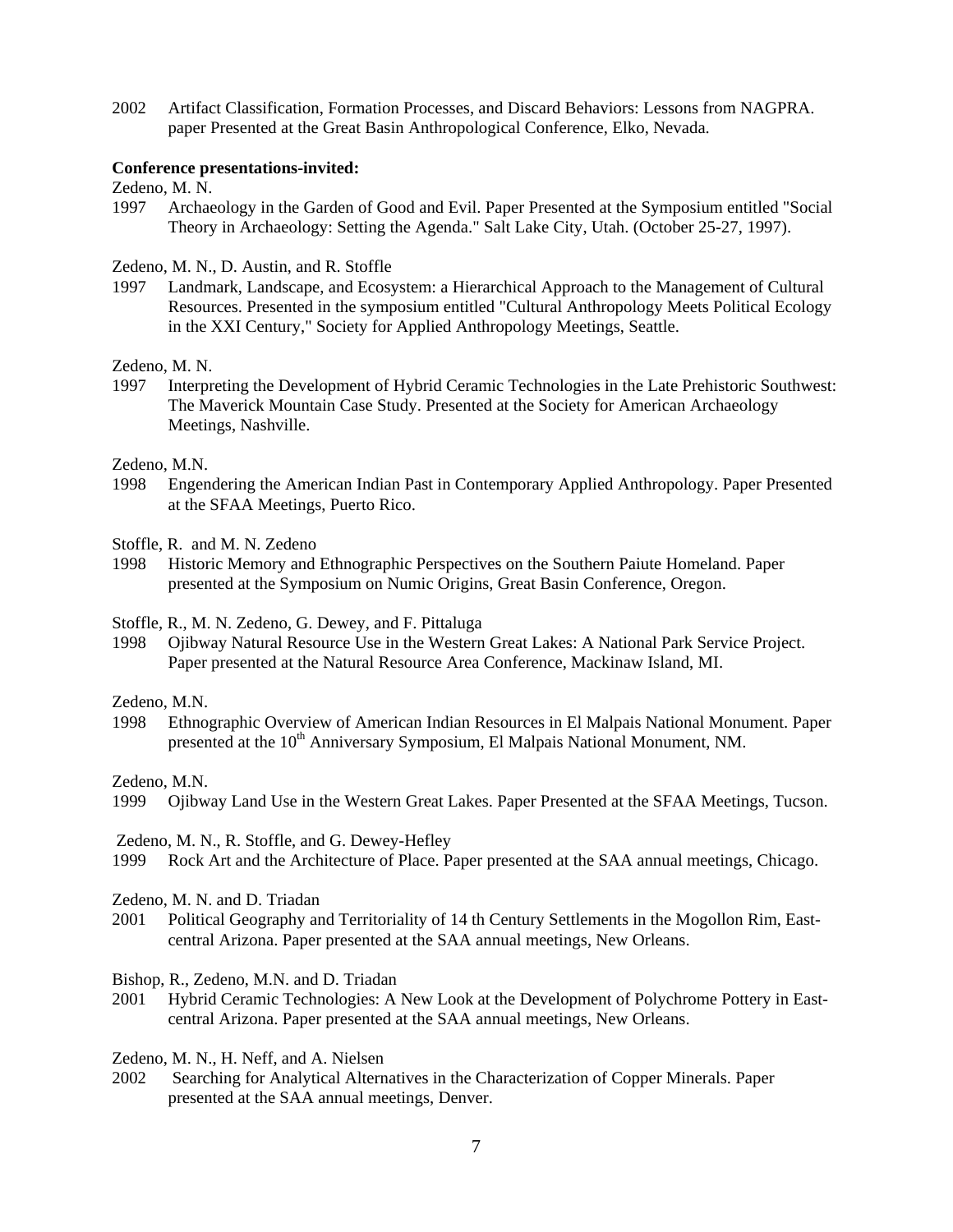2002 Artifact Classification, Formation Processes, and Discard Behaviors: Lessons from NAGPRA. paper Presented at the Great Basin Anthropological Conference, Elko, Nevada.

**Conference presentations-invited:**

Zedeno, M. N.

1997 Archaeology in the Garden of Good and Evil. Paper Presented at the Symposium entitled "Social Theory in Archaeology: Setting the Agenda." Salt Lake City, Utah. (October 25-27, 1997).

Zedeno, M. N., D. Austin, and R. Stoffle

1997 Landmark, Landscape, and Ecosystem: a Hierarchical Approach to the Management of Cultural Resources. Presented in the symposium entitled "Cultural Anthropology Meets Political Ecology in the XXI Century," Society for Applied Anthropology Meetings, Seattle.

Zedeno, M. N.

1997 Interpreting the Development of Hybrid Ceramic Technologies in the Late Prehistoric Southwest: The Maverick Mountain Case Study. Presented at the Society for American Archaeology Meetings, Nashville.

Zedeno, M.N.

1998 Engendering the American Indian Past in Contemporary Applied Anthropology. Paper Presented at the SFAA Meetings, Puerto Rico.

Stoffle, R. and M. N. Zedeno

1998 Historic Memory and Ethnographic Perspectives on the Southern Paiute Homeland. Paper presented at the Symposium on Numic Origins, Great Basin Conference, Oregon.

Stoffle, R., M. N. Zedeno, G. Dewey, and F. Pittaluga

1998 Ojibway Natural Resource Use in the Western Great Lakes: A National Park Service Project. Paper presented at the Natural Resource Area Conference, Mackinaw Island, MI.

Zedeno, M.N.

1998 Ethnographic Overview of American Indian Resources in El Malpais National Monument. Paper presented at the 10th Anniversary Symposium, El Malpais National Monument, NM.

Zedeno, M.N.

1999 Ojibway Land Use in the Western Great Lakes. Paper Presented at the SFAA Meetings, Tucson.

Zedeno, M. N., R. Stoffle, and G. Dewey-Hefley

1999 Rock Art and the Architecture of Place. Paper presented at the SAA annual meetings, Chicago.

Zedeno, M. N. and D. Triadan

2001 Political Geography and Territoriality of 14 th Century Settlements in the Mogollon Rim, East-central Arizona. Paper presented at the SAA annual meetings, New Orleans.

Bishop, R., Zedeno, M.N. and D. Triadan

2001 Hybrid Ceramic Technologies: A New Look at the Development of Polychrome Pottery in East-central Arizona. Paper presented at the SAA annual meetings, New Orleans.

Zedeno, M. N., H. Neff, and A. Nielsen

2002 Searching for Analytical Alternatives in the Characterization of Copper Minerals. Paper presented at the SAA annual meetings, Denver.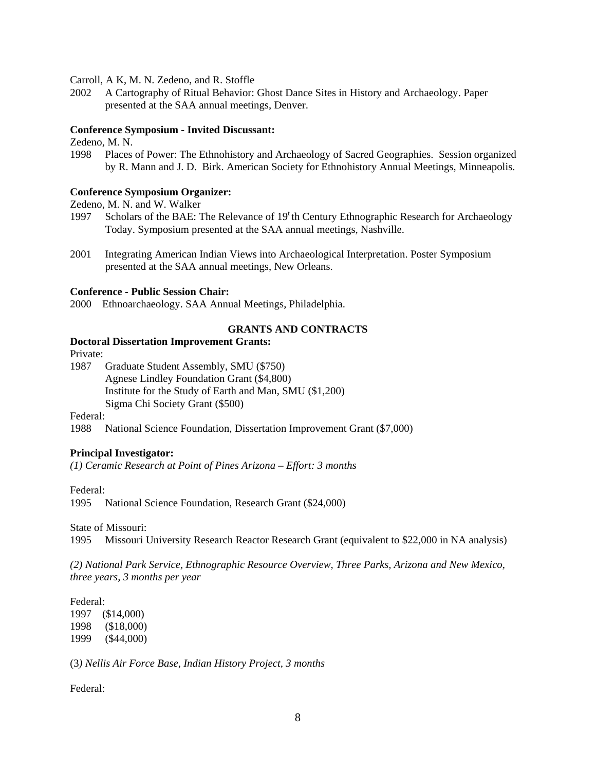Carroll, A K, M. N. Zedeno, and R. Stoffle

2002 A Cartography of Ritual Behavior: Ghost Dance Sites in History and Archaeology. Paper presented at the SAA annual meetings, Denver.

**Conference Symposium - Invited Discussant:**

Zedeno, M. N.

1998 Places of Power: The Ethnohistory and Archaeology of Sacred Geographies. Session organized by R. Mann and J. D. Birk. American Society for Ethnohistory Annual Meetings, Minneapolis.

**Conference Symposium Organizer:**

Zedeno, M. N. and W. Walker

1997 Scholars of the BAE: The Relevance of 19th Century Ethnographic Research for Archaeology Today. Symposium presented at the SAA annual meetings, Nashville.

2001 Integrating American Indian Views into Archaeological Interpretation. Poster Symposium presented at the SAA annual meetings, New Orleans.

**Conference - Public Session Chair:**

2000 Ethnoarchaeology. SAA Annual Meetings, Philadelphia.

## GRANTS AND CONTRACTS

**Doctoral Dissertation Improvement Grants:**

Private:

1987 Graduate Student Assembly, SMU ($750)
Agnese Lindley Foundation Grant ($4,800)
Institute for the Study of Earth and Man, SMU ($1,200)
Sigma Chi Society Grant ($500)

Federal:

1988 National Science Foundation, Dissertation Improvement Grant ($7,000)

**Principal Investigator:**

*(1) Ceramic Research at Point of Pines Arizona – Effort: 3 months*

Federal:

1995 National Science Foundation, Research Grant ($24,000)

State of Missouri:

1995 Missouri University Research Reactor Research Grant (equivalent to $22,000 in NA analysis)

*(2) National Park Service, Ethnographic Resource Overview, Three Parks, Arizona and New Mexico, three years, 3 months per year*

Federal:

1997 ($14,000)
1998 ($18,000)
1999 ($44,000)

(3*) Nellis Air Force Base, Indian History Project, 3 months*

Federal: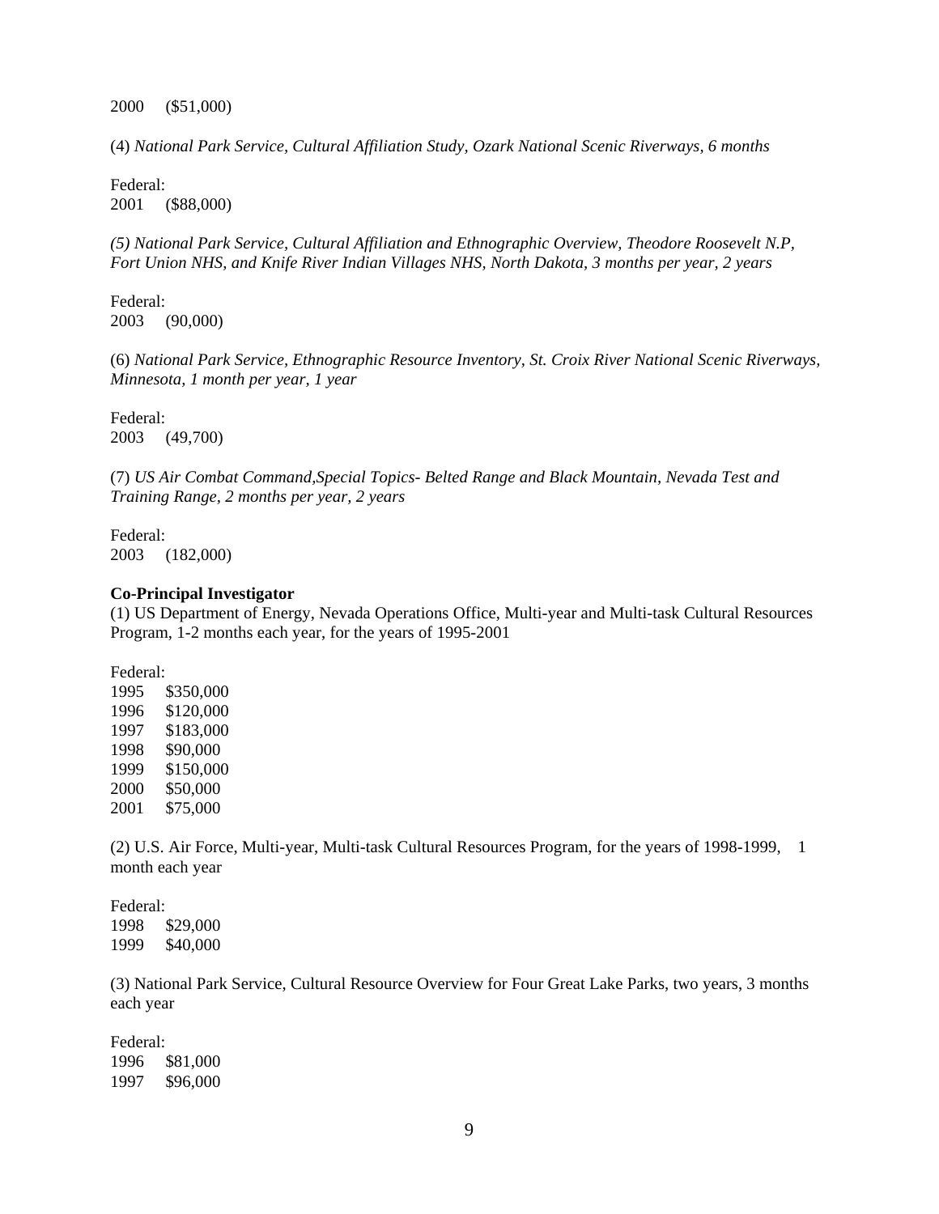2000 ($51,000)

(4) *National Park Service, Cultural Affiliation Study, Ozark National Scenic Riverways, 6 months*

Federal:
2001 ($88,000)

*(5) National Park Service, Cultural Affiliation and Ethnographic Overview, Theodore Roosevelt N.P, Fort Union NHS, and Knife River Indian Villages NHS, North Dakota, 3 months per year, 2 years*

Federal:
2003 (90,000)

(6) *National Park Service, Ethnographic Resource Inventory, St. Croix River National Scenic Riverways, Minnesota, 1 month per year, 1 year*

Federal:
2003 (49,700)

(7) *US Air Combat Command,Special Topics- Belted Range and Black Mountain, Nevada Test and Training Range, 2 months per year, 2 years*

Federal:
2003 (182,000)

**Co-Principal Investigator**
(1) US Department of Energy, Nevada Operations Office, Multi-year and Multi-task Cultural Resources Program, 1-2 months each year, for the years of 1995-2001

Federal:
1995 $350,000
1996 $120,000
1997 $183,000
1998 $90,000
1999 $150,000
2000 $50,000
2001 $75,000

(2) U.S. Air Force, Multi-year, Multi-task Cultural Resources Program, for the years of 1998-1999, 1 month each year

Federal:
1998 $29,000
1999 $40,000

(3) National Park Service, Cultural Resource Overview for Four Great Lake Parks, two years, 3 months each year

Federal:
1996 $81,000
1997 $96,000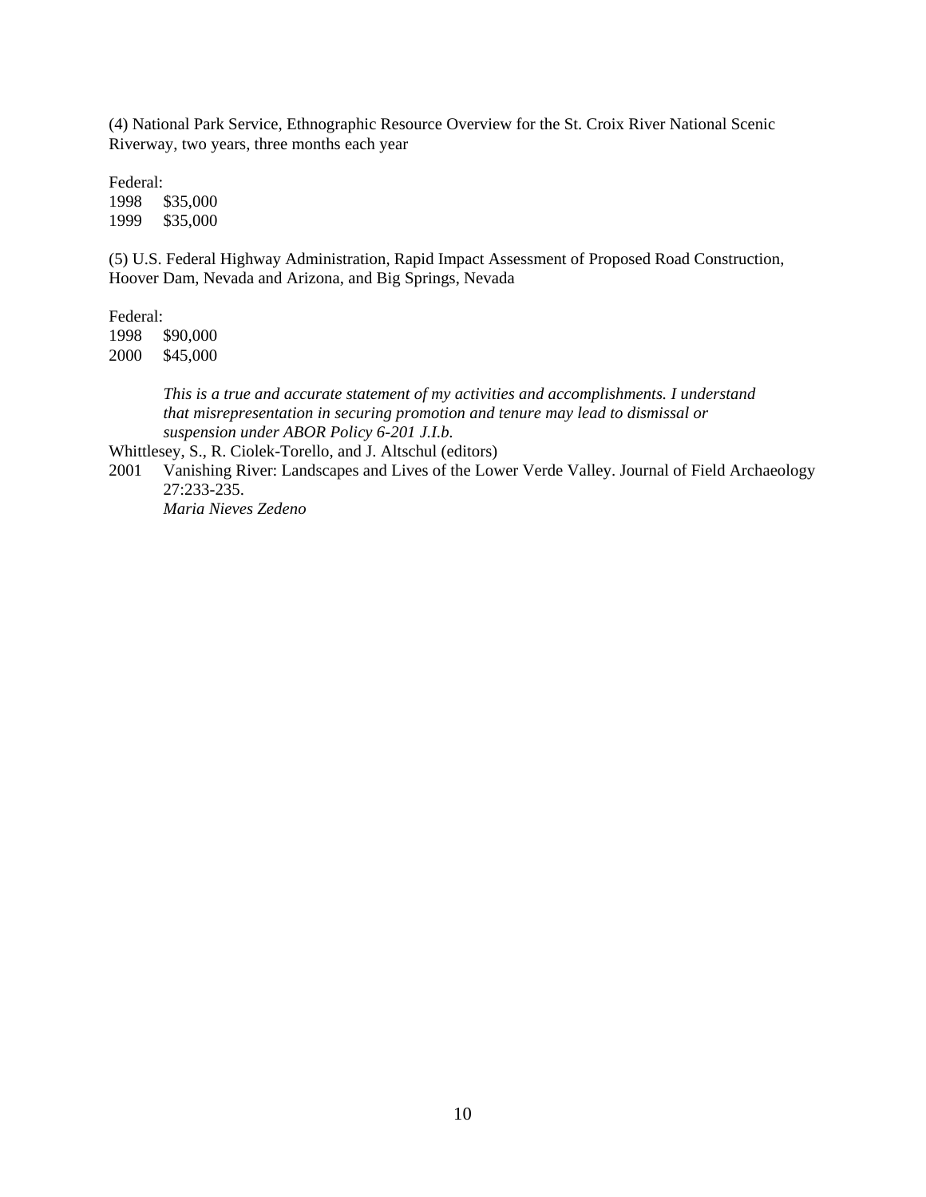(4) National Park Service, Ethnographic Resource Overview for the St. Croix River National Scenic Riverway, two years, three months each year

Federal:
1998 $35,000
1999 $35,000

(5) U.S. Federal Highway Administration, Rapid Impact Assessment of Proposed Road Construction, Hoover Dam, Nevada and Arizona, and Big Springs, Nevada

Federal:
1998 $90,000
2000 $45,000

*This is a true and accurate statement of my activities and accomplishments. I understand that misrepresentation in securing promotion and tenure may lead to dismissal or suspension under ABOR Policy 6-201 J.I.b.*

Whittlesey, S., R. Ciolek-Torello, and J. Altschul (editors)
2001 Vanishing River: Landscapes and Lives of the Lower Verde Valley. Journal of Field Archaeology 27:233-235.
*Maria Nieves Zedeno*